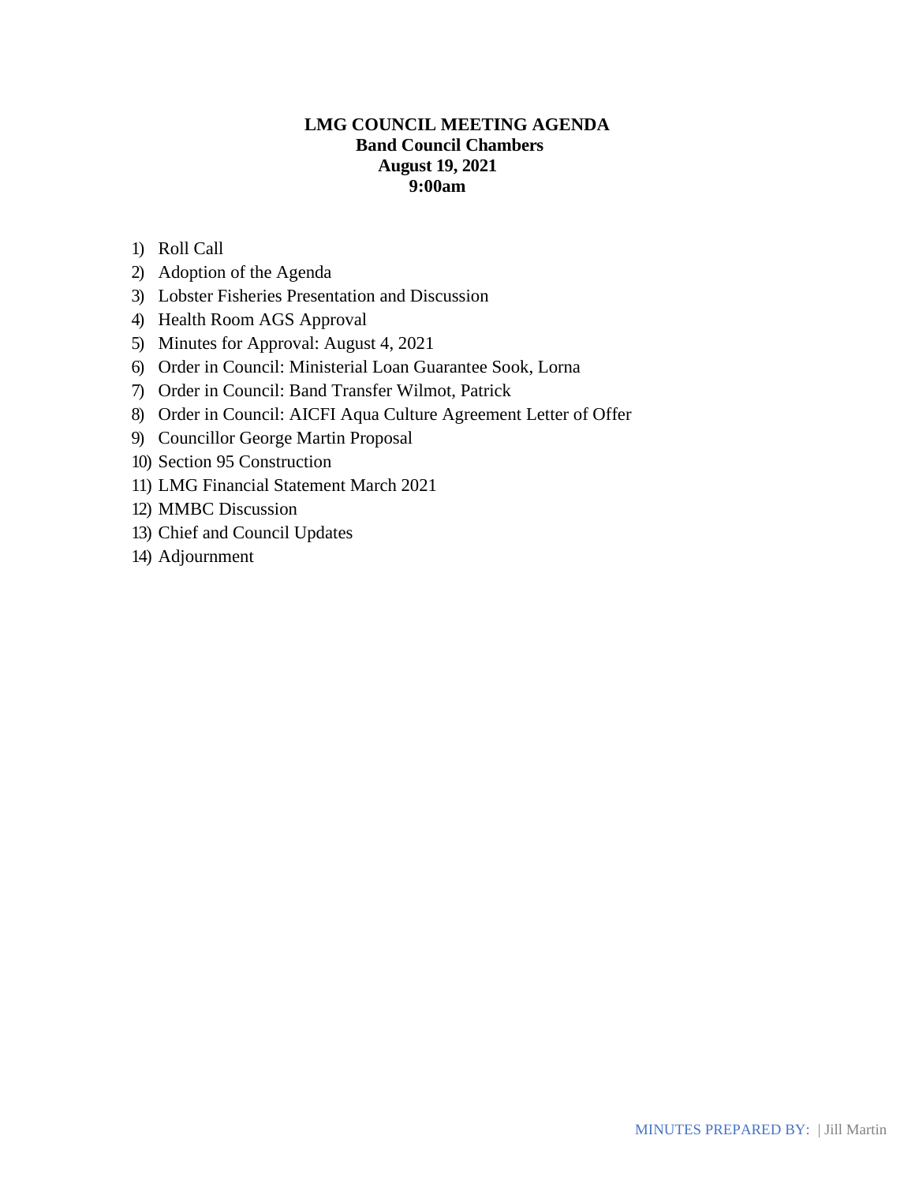# LMG COUNCIL MEETING AGENDA

**Band Council Chambers**
**August 19, 2021**
**9:00am**

1) Roll Call
2) Adoption of the Agenda
3) Lobster Fisheries Presentation and Discussion
4) Health Room AGS Approval
5) Minutes for Approval: August 4, 2021
6) Order in Council: Ministerial Loan Guarantee Sook, Lorna
7) Order in Council: Band Transfer Wilmot, Patrick
8) Order in Council: AICFI Aqua Culture Agreement Letter of Offer
9) Councillor George Martin Proposal
10) Section 95 Construction
11) LMG Financial Statement March 2021
12) MMBC Discussion
13) Chief and Council Updates
14) Adjournment

MINUTES PREPARED BY: | Jill Martin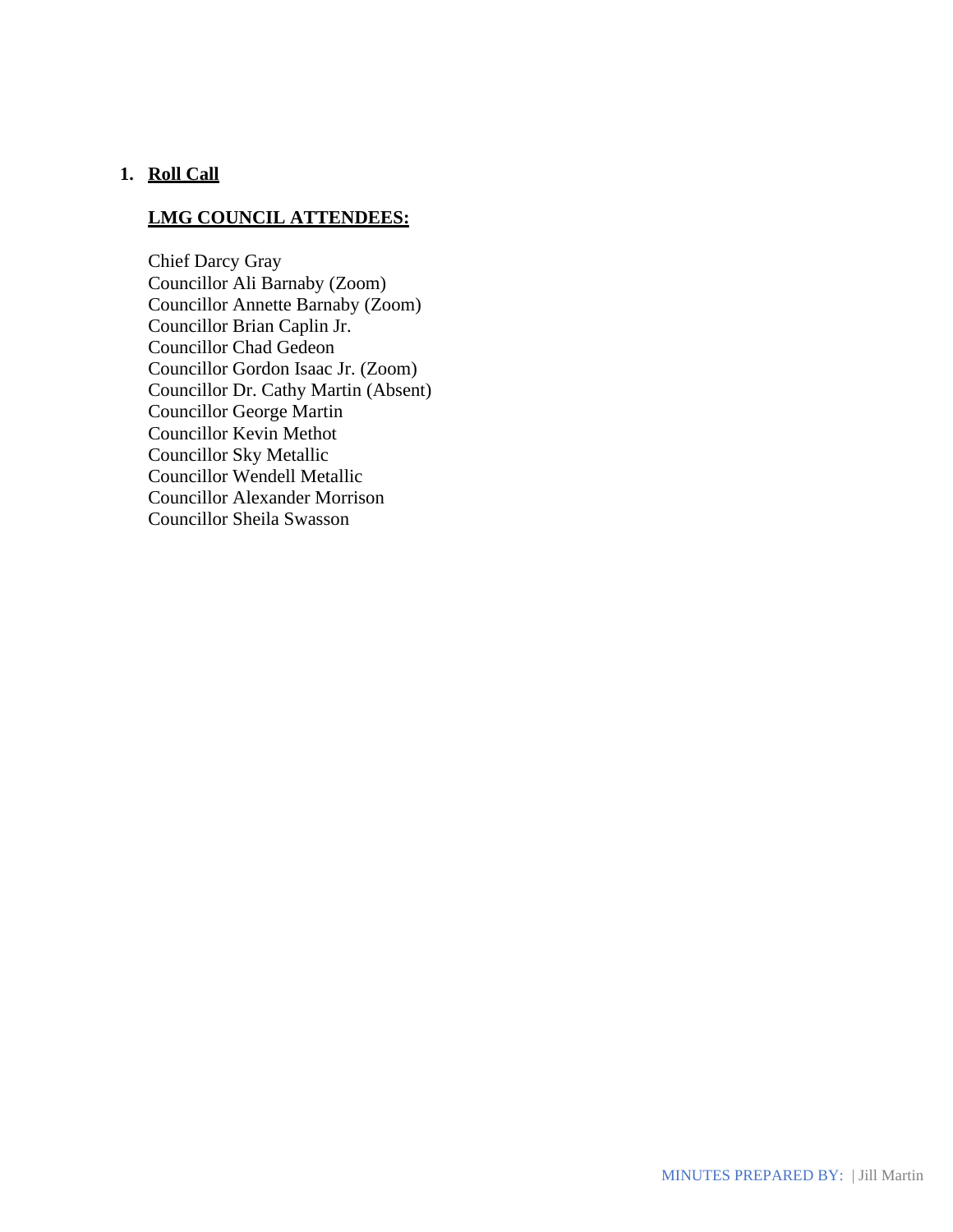1. **Roll Call**

**LMG COUNCIL ATTENDEES:**

Chief Darcy Gray
Councillor Ali Barnaby (Zoom)
Councillor Annette Barnaby (Zoom)
Councillor Brian Caplin Jr.
Councillor Chad Gedeon
Councillor Gordon Isaac Jr. (Zoom)
Councillor Dr. Cathy Martin (Absent)
Councillor George Martin
Councillor Kevin Methot
Councillor Sky Metallic
Councillor Wendell Metallic
Councillor Alexander Morrison
Councillor Sheila Swasson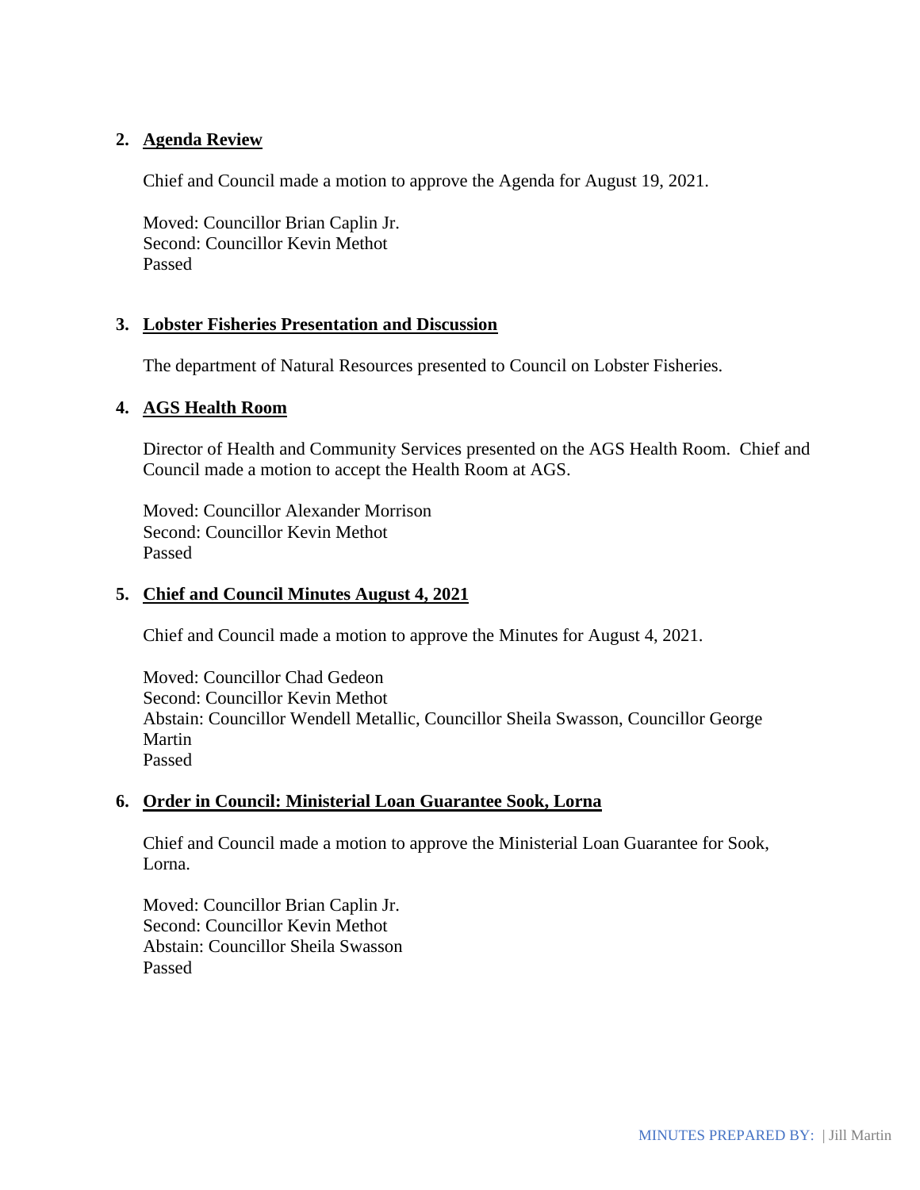## 2. Agenda Review

Chief and Council made a motion to approve the Agenda for August 19, 2021.

Moved: Councillor Brian Caplin Jr.
Second: Councillor Kevin Methot
Passed

## 3. Lobster Fisheries Presentation and Discussion

The department of Natural Resources presented to Council on Lobster Fisheries.

## 4. AGS Health Room

Director of Health and Community Services presented on the AGS Health Room. Chief and Council made a motion to accept the Health Room at AGS.

Moved: Councillor Alexander Morrison
Second: Councillor Kevin Methot
Passed

## 5. Chief and Council Minutes August 4, 2021

Chief and Council made a motion to approve the Minutes for August 4, 2021.

Moved: Councillor Chad Gedeon
Second: Councillor Kevin Methot
Abstain: Councillor Wendell Metallic, Councillor Sheila Swasson, Councillor George Martin
Passed

## 6. Order in Council: Ministerial Loan Guarantee Sook, Lorna

Chief and Council made a motion to approve the Ministerial Loan Guarantee for Sook, Lorna.

Moved: Councillor Brian Caplin Jr.
Second: Councillor Kevin Methot
Abstain: Councillor Sheila Swasson
Passed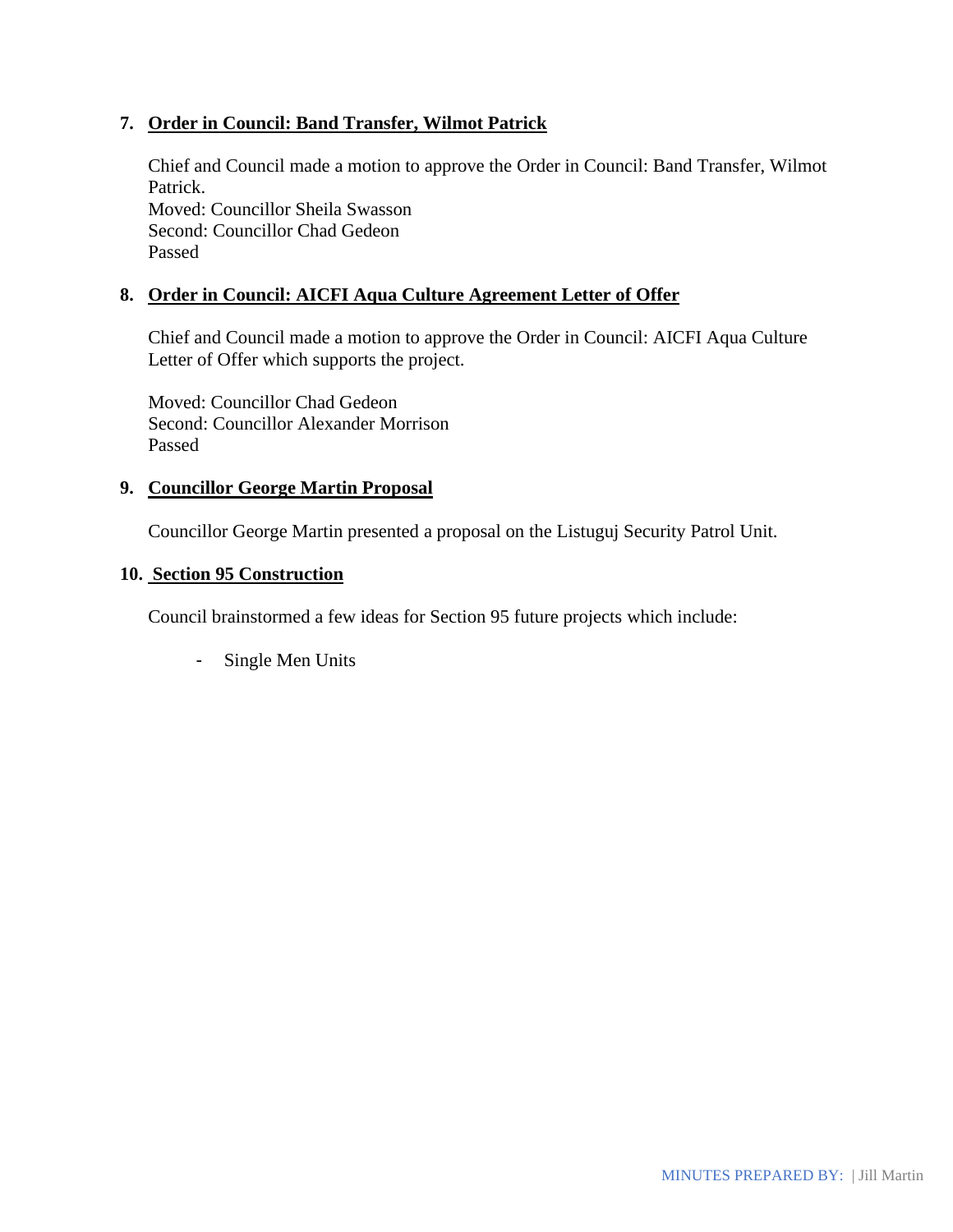7. **Order in Council: Band Transfer, Wilmot Patrick**

   Chief and Council made a motion to approve the Order in Council: Band Transfer, Wilmot Patrick.
   Moved: Councillor Sheila Swasson
   Second: Councillor Chad Gedeon
   Passed

8. **Order in Council: AICFI Aqua Culture Agreement Letter of Offer**

   Chief and Council made a motion to approve the Order in Council: AICFI Aqua Culture Letter of Offer which supports the project.

   Moved: Councillor Chad Gedeon
   Second: Councillor Alexander Morrison
   Passed

9. **Councillor George Martin Proposal**

   Councillor George Martin presented a proposal on the Listuguj Security Patrol Unit.

10. **Section 95 Construction**

    Council brainstormed a few ideas for Section 95 future projects which include:

    - Single Men Units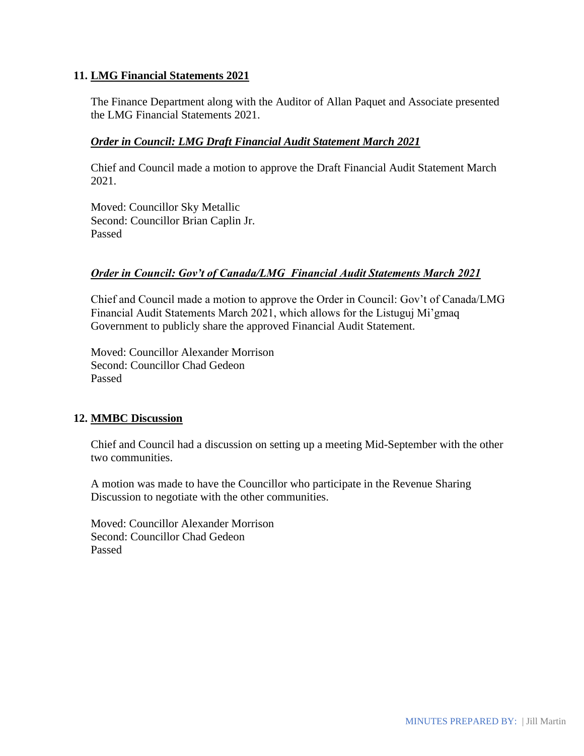**11. <u>LMG Financial Statements 2021</u>**

The Finance Department along with the Auditor of Allan Paquet and Associate presented the LMG Financial Statements 2021.

***<u>Order in Council: LMG Draft Financial Audit Statement March 2021</u>***

Chief and Council made a motion to approve the Draft Financial Audit Statement March 2021.

Moved: Councillor Sky Metallic
Second: Councillor Brian Caplin Jr.
Passed

***<u>Order in Council: Gov't of Canada/LMG Financial Audit Statements March 2021</u>***

Chief and Council made a motion to approve the Order in Council: Gov't of Canada/LMG Financial Audit Statements March 2021, which allows for the Listuguj Mi'gmaq Government to publicly share the approved Financial Audit Statement.

Moved: Councillor Alexander Morrison
Second: Councillor Chad Gedeon
Passed

**12. <u>MMBC Discussion</u>**

Chief and Council had a discussion on setting up a meeting Mid-September with the other two communities.

A motion was made to have the Councillor who participate in the Revenue Sharing Discussion to negotiate with the other communities.

Moved: Councillor Alexander Morrison
Second: Councillor Chad Gedeon
Passed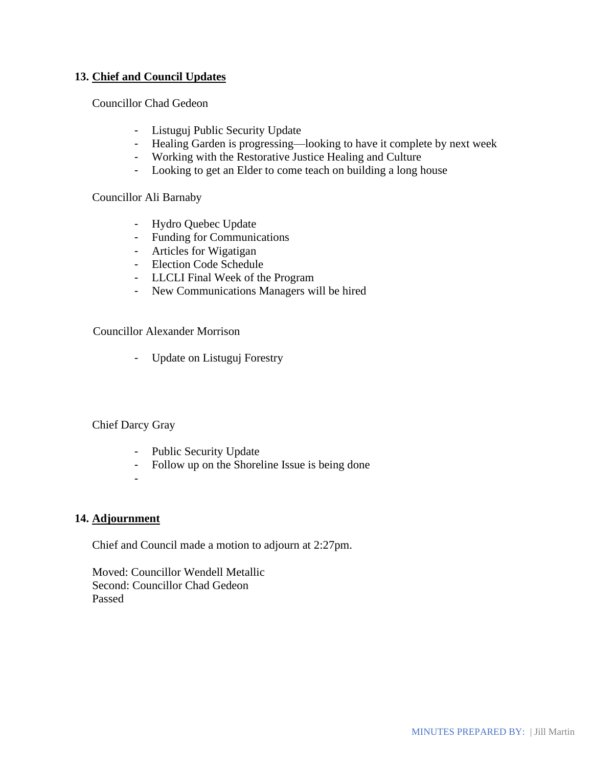## 13. Chief and Council Updates

Councillor Chad Gedeon

- Listuguj Public Security Update
- Healing Garden is progressing—looking to have it complete by next week
- Working with the Restorative Justice Healing and Culture
- Looking to get an Elder to come teach on building a long house

Councillor Ali Barnaby

- Hydro Quebec Update
- Funding for Communications
- Articles for Wigatigan
- Election Code Schedule
- LLCLI Final Week of the Program
- New Communications Managers will be hired

Councillor Alexander Morrison

- Update on Listuguj Forestry

Chief Darcy Gray

- Public Security Update
- Follow up on the Shoreline Issue is being done
-

## 14. Adjournment

Chief and Council made a motion to adjourn at 2:27pm.

Moved: Councillor Wendell Metallic
Second: Councillor Chad Gedeon
Passed

MINUTES PREPARED BY: | Jill Martin